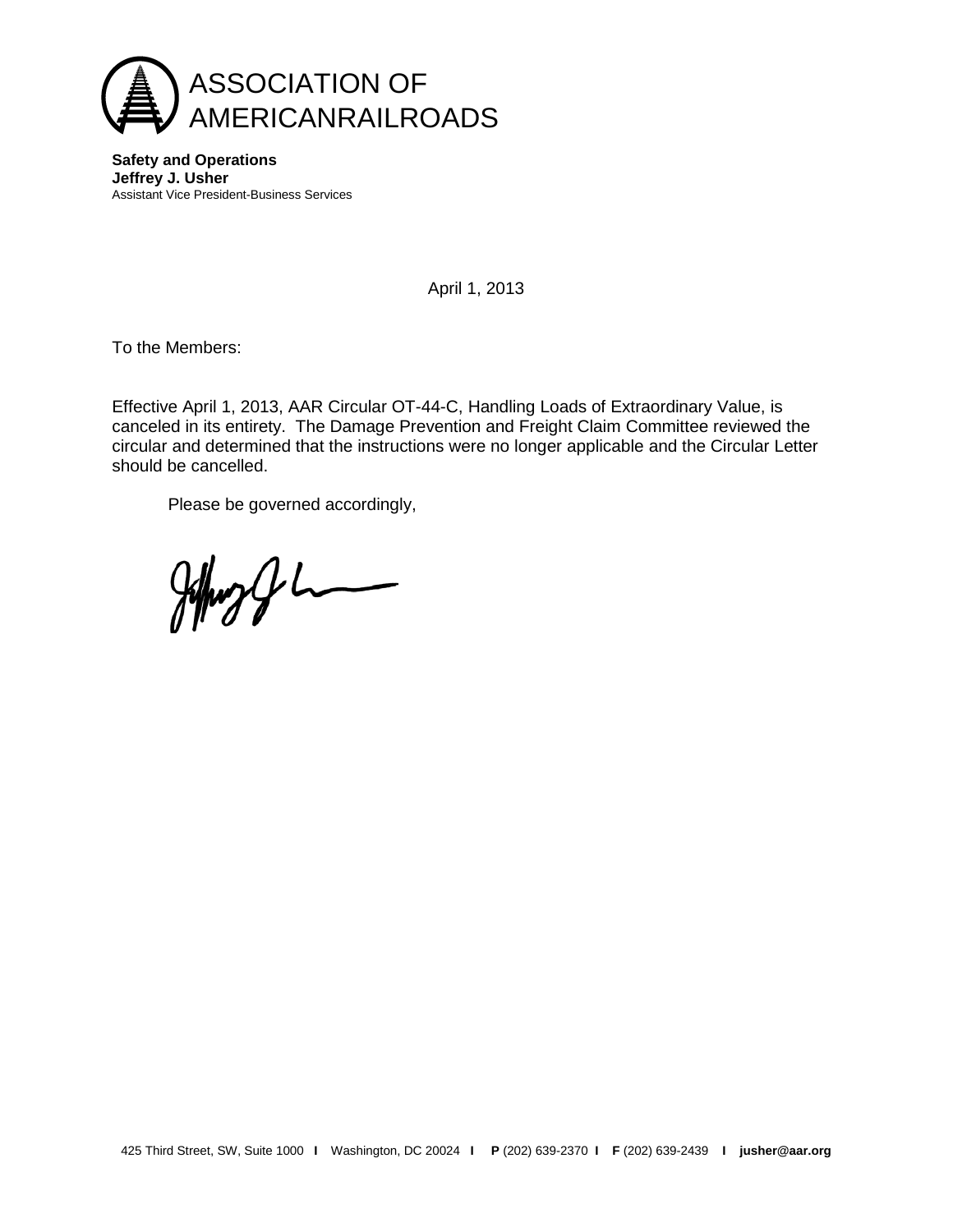ASSOCIATION OF
AMERICANRAILROADS

**Safety and Operations**
**Jeffrey J. Usher**
Assistant Vice President-Business Services

April 1, 2013

To the Members:

Effective April 1, 2013, AAR Circular OT-44-C, Handling Loads of Extraordinary Value, is canceled in its entirety. The Damage Prevention and Freight Claim Committee reviewed the circular and determined that the instructions were no longer applicable and the Circular Letter should be cancelled.

Please be governed accordingly,

425 Third Street, SW, Suite 1000 | Washington, DC 20024 | **P** (202) 639-2370 | **F** (202) 639-2439 | **jusher@aar.org**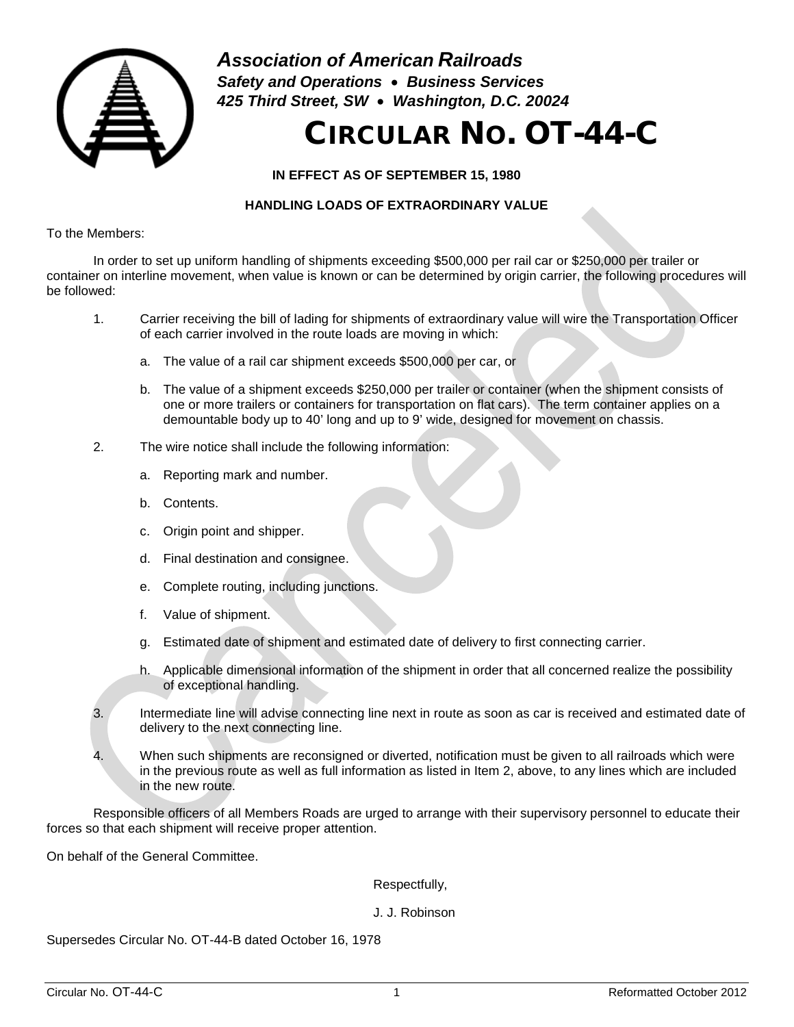***Association of American Railroads***
***Safety and Operations • Business Services***
***425 Third Street, SW • Washington, D.C. 20024***

# CIRCULAR NO. OT-44-C

**IN EFFECT AS OF SEPTEMBER 15, 1980**

**HANDLING LOADS OF EXTRAORDINARY VALUE**

To the Members:

In order to set up uniform handling of shipments exceeding $500,000 per rail car or $250,000 per trailer or container on interline movement, when value is known or can be determined by origin carrier, the following procedures will be followed:

1. Carrier receiving the bill of lading for shipments of extraordinary value will wire the Transportation Officer of each carrier involved in the route loads are moving in which:
   a. The value of a rail car shipment exceeds $500,000 per car, or
   b. The value of a shipment exceeds $250,000 per trailer or container (when the shipment consists of one or more trailers or containers for transportation on flat cars). The term container applies on a demountable body up to 40' long and up to 9' wide, designed for movement on chassis.
2. The wire notice shall include the following information:
   a. Reporting mark and number.
   b. Contents.
   c. Origin point and shipper.
   d. Final destination and consignee.
   e. Complete routing, including junctions.
   f. Value of shipment.
   g. Estimated date of shipment and estimated date of delivery to first connecting carrier.
   h. Applicable dimensional information of the shipment in order that all concerned realize the possibility of exceptional handling.
3. Intermediate line will advise connecting line next in route as soon as car is received and estimated date of delivery to the next connecting line.
4. When such shipments are reconsigned or diverted, notification must be given to all railroads which were in the previous route as well as full information as listed in Item 2, above, to any lines which are included in the new route.

Responsible officers of all Members Roads are urged to arrange with their supervisory personnel to educate their forces so that each shipment will receive proper attention.

On behalf of the General Committee.

Respectfully,

J. J. Robinson

Supersedes Circular No. OT-44-B dated October 16, 1978

Canceled